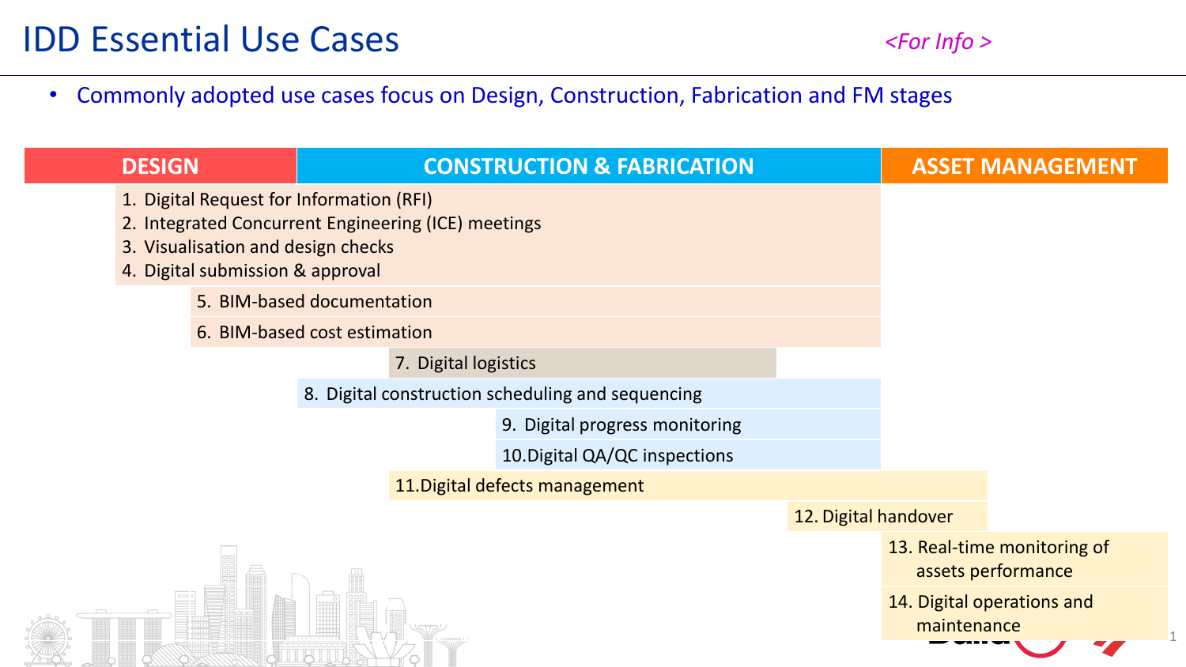# IDD Essential Use Cases

*<For Info >*

- Commonly adopted use cases focus on Design, Construction, Fabrication and FM stages

| DESIGN | CONSTRUCTION & FABRICATION | ASSET MANAGEMENT |
| --- | --- | --- |

1. Digital Request for Information (RFI)
2. Integrated Concurrent Engineering (ICE) meetings
3. Visualisation and design checks
4. Digital submission & approval
5. BIM-based documentation
6. BIM-based cost estimation
7. Digital logistics
8. Digital construction scheduling and sequencing
9. Digital progress monitoring
10. Digital QA/QC inspections
11. Digital defects management
12. Digital handover
13. Real-time monitoring of assets performance
14. Digital operations and maintenance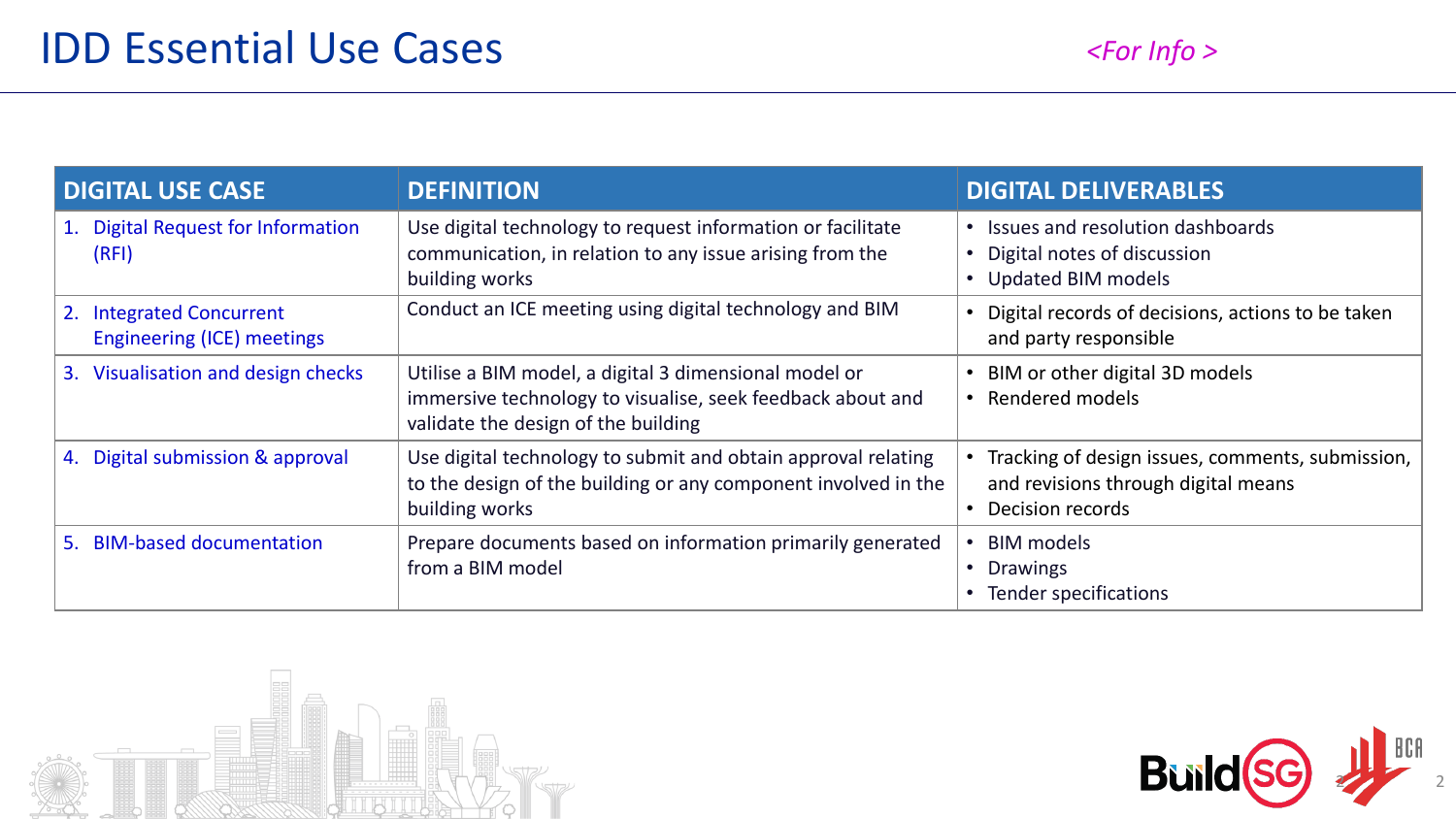# IDD Essential Use Cases

*<For Info >*

| DIGITAL USE CASE | DEFINITION | DIGITAL DELIVERABLES |
|---|---|---|
| 1. Digital Request for Information (RFI) | Use digital technology to request information or facilitate communication, in relation to any issue arising from the building works | • Issues and resolution dashboards<br>• Digital notes of discussion<br>• Updated BIM models |
| 2. Integrated Concurrent Engineering (ICE) meetings | Conduct an ICE meeting using digital technology and BIM | • Digital records of decisions, actions to be taken and party responsible |
| 3. Visualisation and design checks | Utilise a BIM model, a digital 3 dimensional model or immersive technology to visualise, seek feedback about and validate the design of the building | • BIM or other digital 3D models<br>• Rendered models |
| 4. Digital submission & approval | Use digital technology to submit and obtain approval relating to the design of the building or any component involved in the building works | • Tracking of design issues, comments, submission, and revisions through digital means<br>• Decision records |
| 5. BIM-based documentation | Prepare documents based on information primarily generated from a BIM model | • BIM models<br>• Drawings<br>• Tender specifications |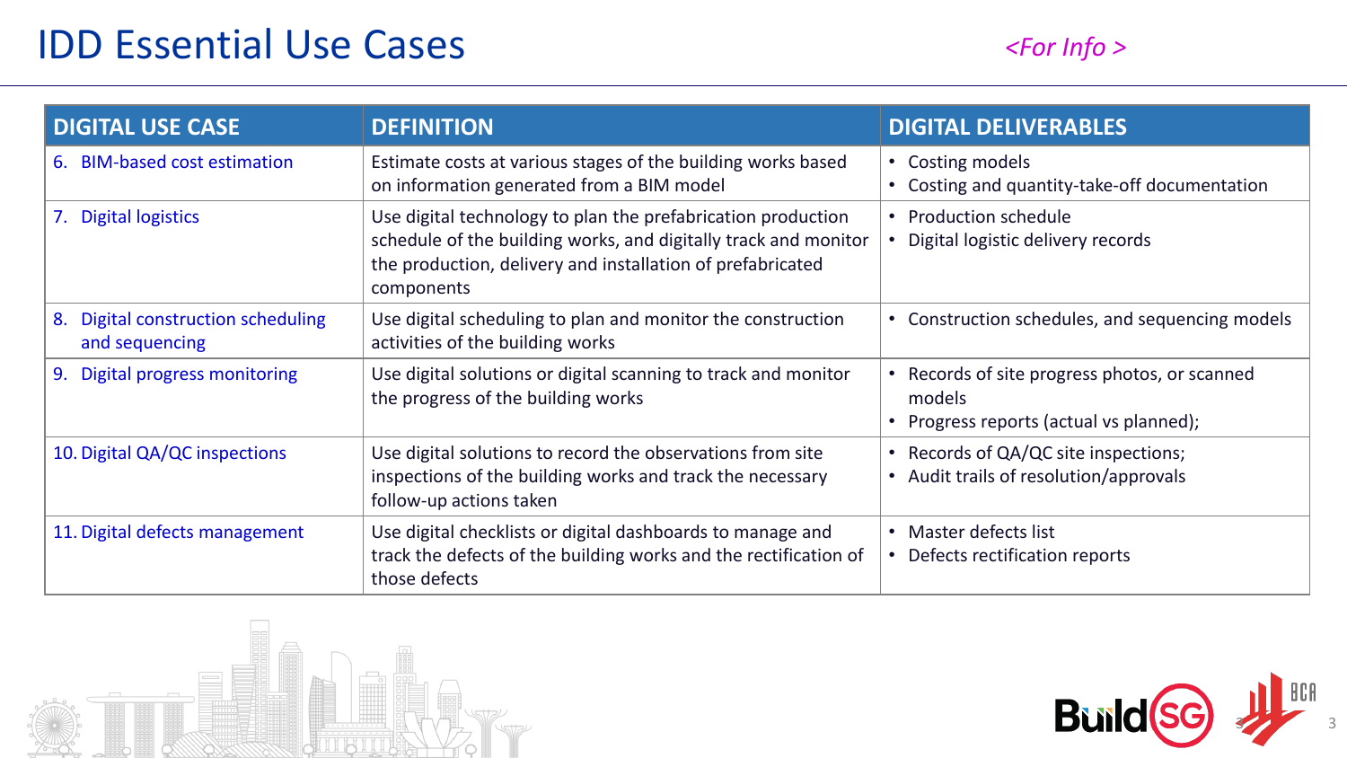# IDD Essential Use Cases

*<For Info >*

| DIGITAL USE CASE | DEFINITION | DIGITAL DELIVERABLES |
|---|---|---|
| 6. BIM-based cost estimation | Estimate costs at various stages of the building works based on information generated from a BIM model | • Costing models<br>• Costing and quantity-take-off documentation |
| 7. Digital logistics | Use digital technology to plan the prefabrication production schedule of the building works, and digitally track and monitor the production, delivery and installation of prefabricated components | • Production schedule<br>• Digital logistic delivery records |
| 8. Digital construction scheduling and sequencing | Use digital scheduling to plan and monitor the construction activities of the building works | • Construction schedules, and sequencing models |
| 9. Digital progress monitoring | Use digital solutions or digital scanning to track and monitor the progress of the building works | • Records of site progress photos, or scanned models<br>• Progress reports (actual vs planned); |
| 10. Digital QA/QC inspections | Use digital solutions to record the observations from site inspections of the building works and track the necessary follow-up actions taken | • Records of QA/QC site inspections;<br>• Audit trails of resolution/approvals |
| 11. Digital defects management | Use digital checklists or digital dashboards to manage and track the defects of the building works and the rectification of those defects | • Master defects list<br>• Defects rectification reports |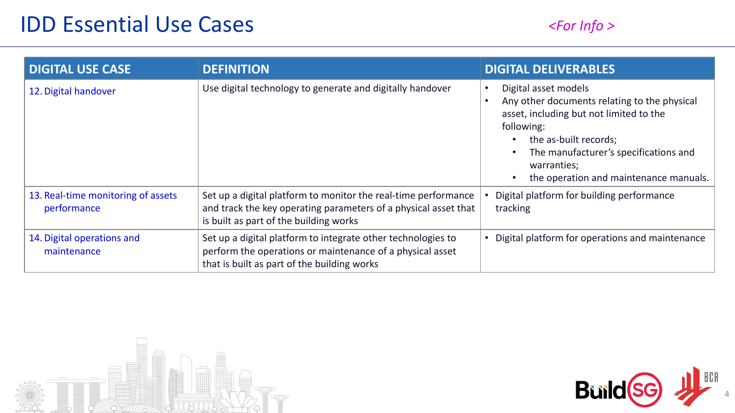# IDD Essential Use Cases

*<For Info >*

| DIGITAL USE CASE | DEFINITION | DIGITAL DELIVERABLES |
|---|---|---|
| 12. Digital handover | Use digital technology to generate and digitally handover | • Digital asset models<br>• Any other documents relating to the physical asset, including but not limited to the following:<br>&nbsp;&nbsp;&nbsp;&nbsp;• the as-built records;<br>&nbsp;&nbsp;&nbsp;&nbsp;• The manufacturer's specifications and warranties;<br>&nbsp;&nbsp;&nbsp;&nbsp;• the operation and maintenance manuals. |
| 13. Real-time monitoring of assets performance | Set up a digital platform to monitor the real-time performance and track the key operating parameters of a physical asset that is built as part of the building works | • Digital platform for building performance tracking |
| 14. Digital operations and maintenance | Set up a digital platform to integrate other technologies to perform the operations or maintenance of a physical asset that is built as part of the building works | • Digital platform for operations and maintenance |